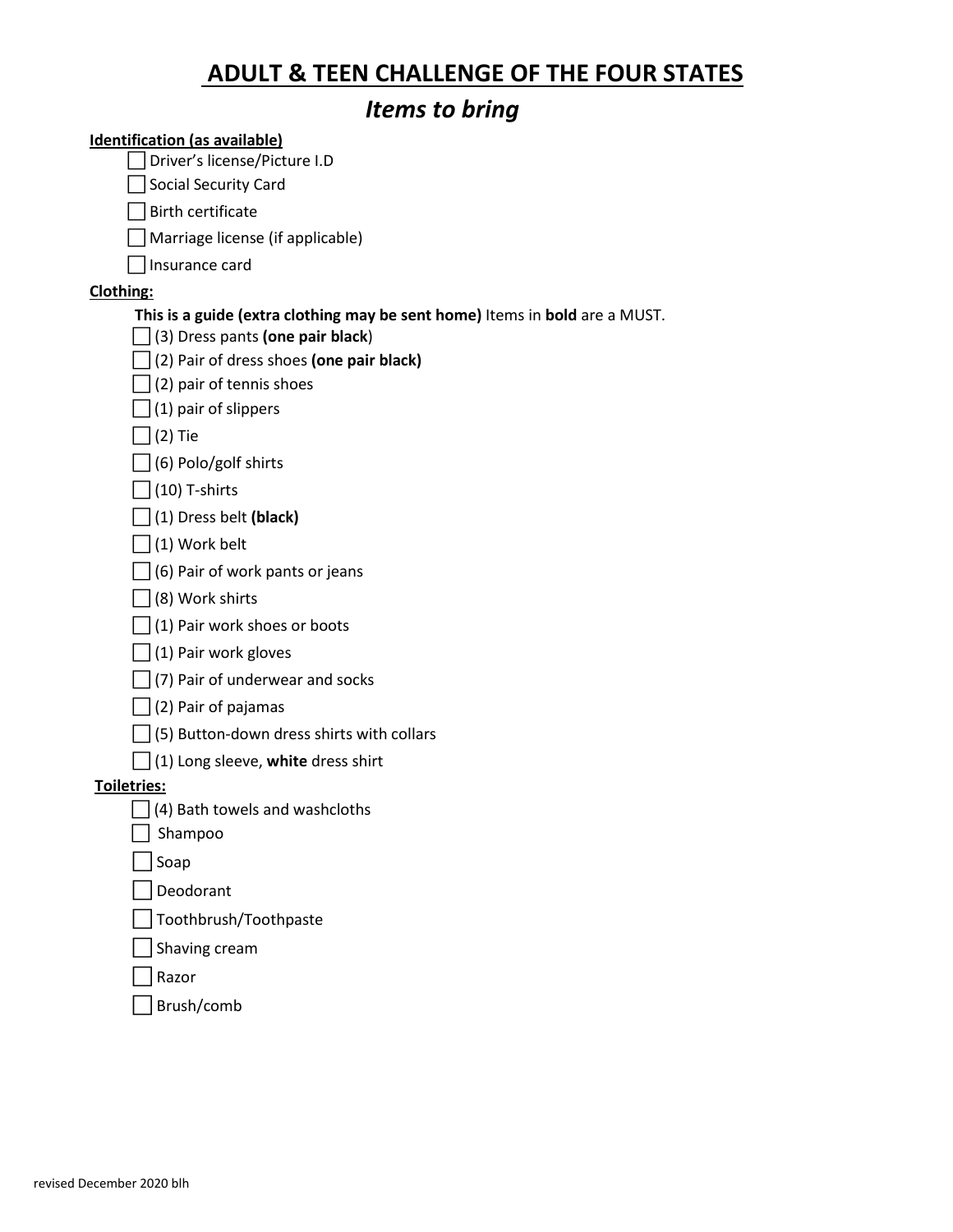# ADULT & TEEN CHALLENGE OF THE FOUR STATES

## *Items to bring*

**Identification (as available)**

- [ ] Driver's license/Picture I.D
- [ ] Social Security Card
- [ ] Birth certificate
- [ ] Marriage license (if applicable)
- [ ] Insurance card

**Clothing:**

**This is a guide (extra clothing may be sent home)** Items in **bold** are a MUST.

- [ ] (3) Dress pants **(one pair black**)
- [ ] (2) Pair of dress shoes **(one pair black)**
- [ ] (2) pair of tennis shoes
- [ ] (1) pair of slippers
- [ ] (2) Tie
- [ ] (6) Polo/golf shirts
- [ ] (10) T-shirts
- [ ] (1) Dress belt **(black)**
- [ ] (1) Work belt
- [ ] (6) Pair of work pants or jeans
- [ ] (8) Work shirts
- [ ] (1) Pair work shoes or boots
- [ ] (1) Pair work gloves
- [ ] (7) Pair of underwear and socks
- [ ] (2) Pair of pajamas
- [ ] (5) Button-down dress shirts with collars
- [ ] (1) Long sleeve, **white** dress shirt

**Toiletries:**

- [ ] (4) Bath towels and washcloths
- [ ] Shampoo
- [ ] Soap
- [ ] Deodorant
- [ ] Toothbrush/Toothpaste
- [ ] Shaving cream
- [ ] Razor
- [ ] Brush/comb

revised December 2020 blh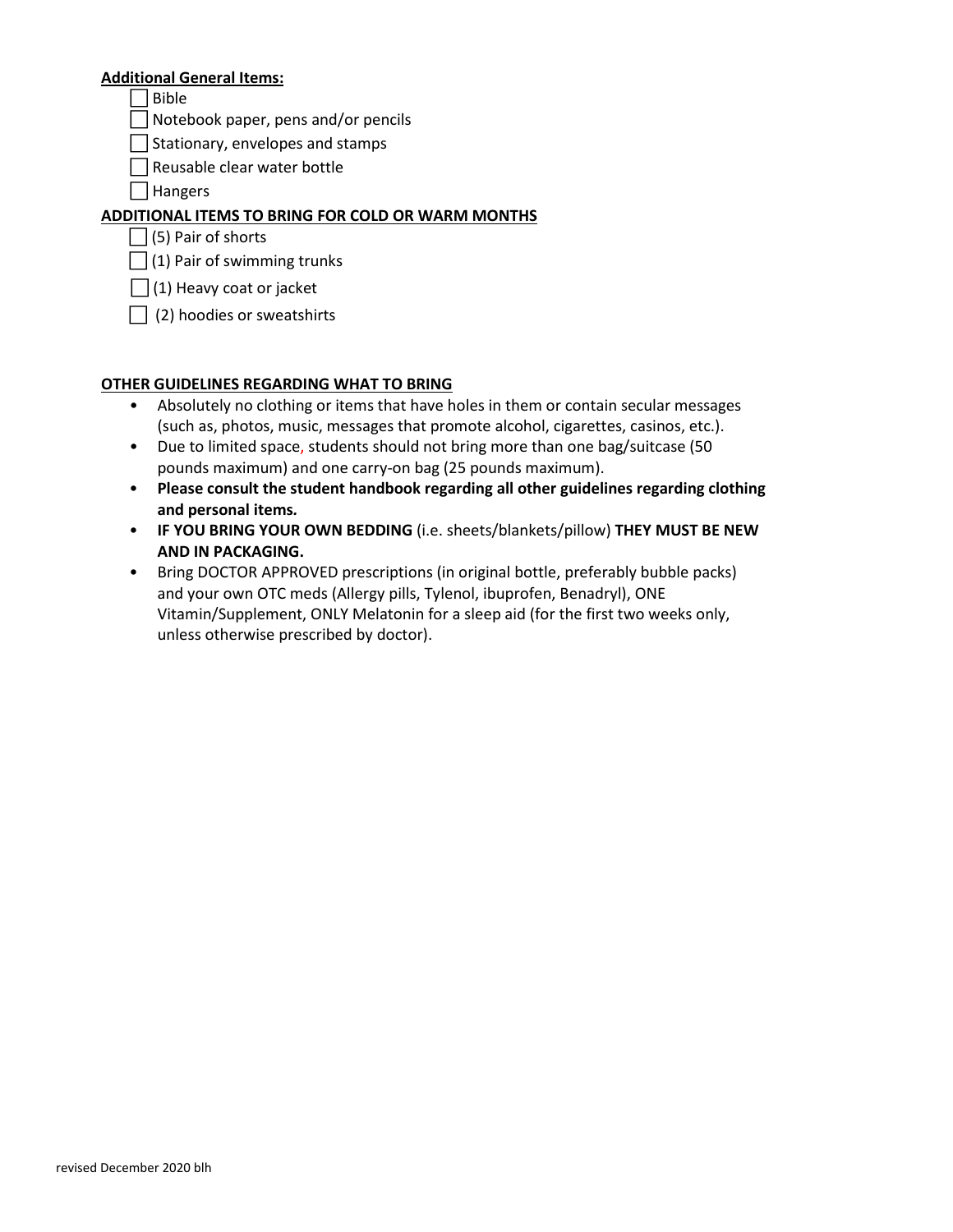**Additional General Items:**

- [ ] Bible
- [ ] Notebook paper, pens and/or pencils
- [ ] Stationary, envelopes and stamps
- [ ] Reusable clear water bottle
- [ ] Hangers

**ADDITIONAL ITEMS TO BRING FOR COLD OR WARM MONTHS**

- [ ] (5) Pair of shorts
- [ ] (1) Pair of swimming trunks
- [ ] (1) Heavy coat or jacket
- [ ] (2) hoodies or sweatshirts

**OTHER GUIDELINES REGARDING WHAT TO BRING**

- Absolutely no clothing or items that have holes in them or contain secular messages (such as, photos, music, messages that promote alcohol, cigarettes, casinos, etc.).
- Due to limited space, students should not bring more than one bag/suitcase (50 pounds maximum) and one carry-on bag (25 pounds maximum).
- **Please consult the student handbook regarding all other guidelines regarding clothing and personal items.**
- **IF YOU BRING YOUR OWN BEDDING** (i.e. sheets/blankets/pillow) **THEY MUST BE NEW AND IN PACKAGING.**
- Bring DOCTOR APPROVED prescriptions (in original bottle, preferably bubble packs) and your own OTC meds (Allergy pills, Tylenol, ibuprofen, Benadryl), ONE Vitamin/Supplement, ONLY Melatonin for a sleep aid (for the first two weeks only, unless otherwise prescribed by doctor).

revised December 2020 blh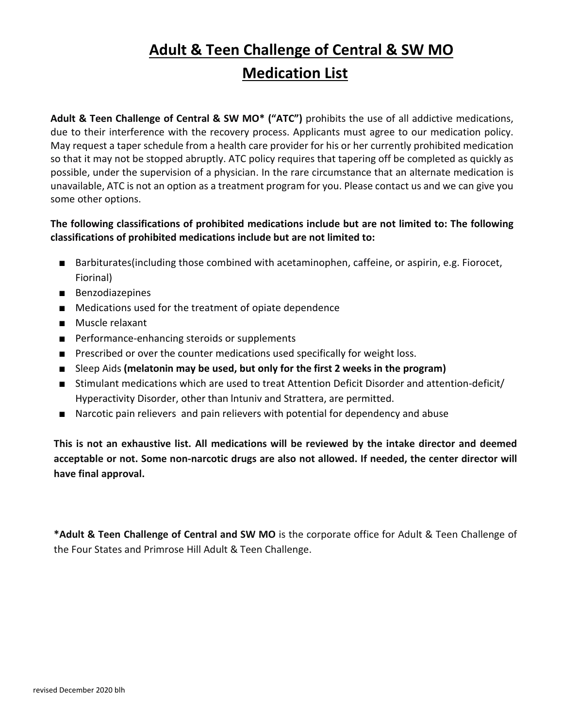# Adult & Teen Challenge of Central & SW MO

# Medication List

**Adult & Teen Challenge of Central & SW MO* ("ATC")** prohibits the use of all addictive medications, due to their interference with the recovery process. Applicants must agree to our medication policy. May request a taper schedule from a health care provider for his or her currently prohibited medication so that it may not be stopped abruptly. ATC policy requires that tapering off be completed as quickly as possible, under the supervision of a physician. In the rare circumstance that an alternate medication is unavailable, ATC is not an option as a treatment program for you. Please contact us and we can give you some other options.

**The following classifications of prohibited medications include but are not limited to: The following classifications of prohibited medications include but are not limited to:**

- Barbiturates(including those combined with acetaminophen, caffeine, or aspirin, e.g. Fiorocet, Fiorinal)
- Benzodiazepines
- Medications used for the treatment of opiate dependence
- Muscle relaxant
- Performance-enhancing steroids or supplements
- Prescribed or over the counter medications used specifically for weight loss.
- Sleep Aids **(melatonin may be used, but only for the first 2 weeks in the program)**
- Stimulant medications which are used to treat Attention Deficit Disorder and attention-deficit/ Hyperactivity Disorder, other than lntuniv and Strattera, are permitted.
- Narcotic pain relievers and pain relievers with potential for dependency and abuse

**This is not an exhaustive list. All medications will be reviewed by the intake director and deemed acceptable or not. Some non-narcotic drugs are also not allowed. If needed, the center director will have final approval.**

***Adult & Teen Challenge of Central and SW MO** is the corporate office for Adult & Teen Challenge of the Four States and Primrose Hill Adult & Teen Challenge.

revised December 2020 blh